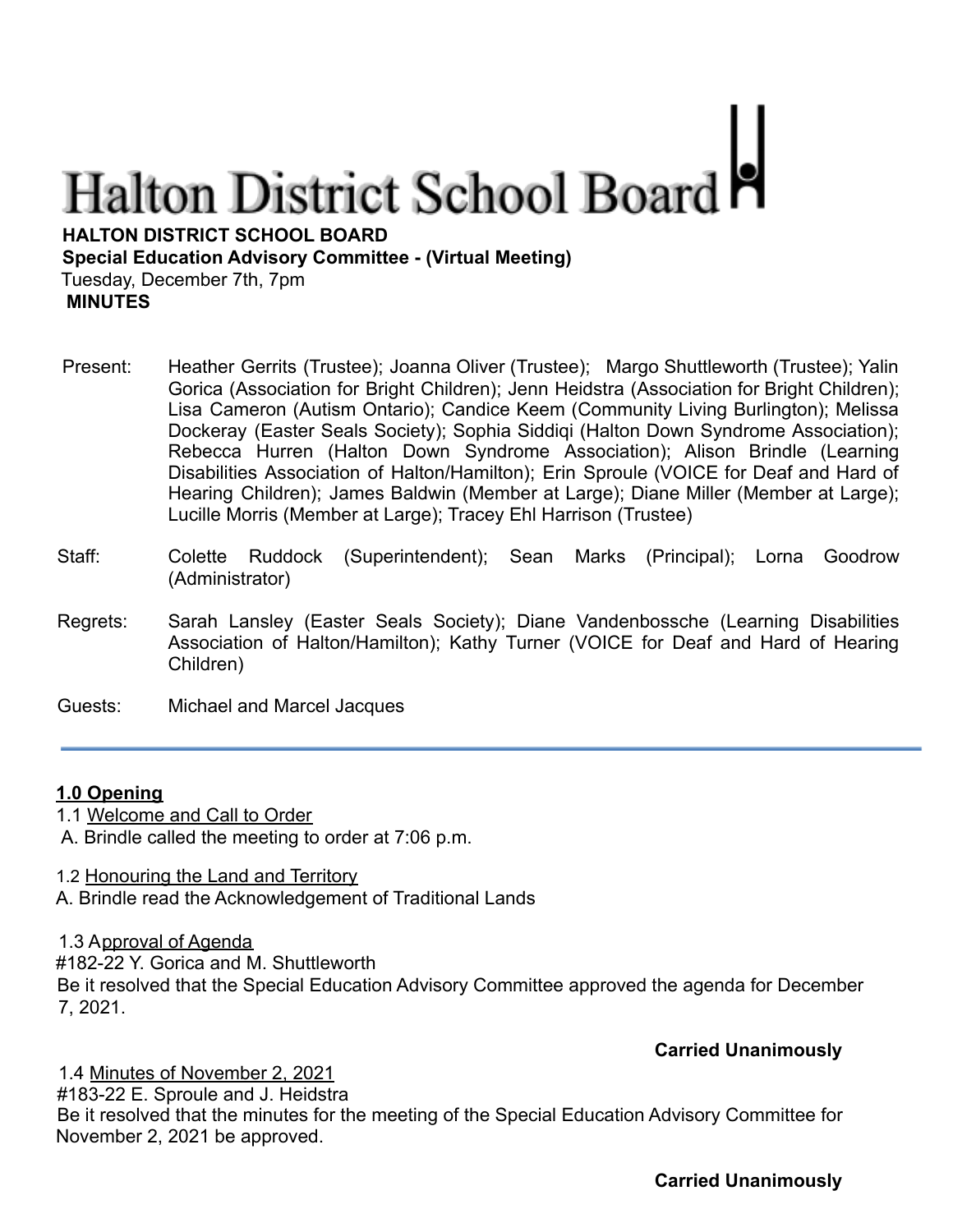# Halton District School Board

**HALTON DISTRICT SCHOOL BOARD**
**Special Education Advisory Committee - (Virtual Meeting)**
Tuesday, December 7th, 7pm
**MINUTES**

Present: Heather Gerrits (Trustee); Joanna Oliver (Trustee); Margo Shuttleworth (Trustee); Yalin Gorica (Association for Bright Children); Jenn Heidstra (Association for Bright Children); Lisa Cameron (Autism Ontario); Candice Keem (Community Living Burlington); Melissa Dockeray (Easter Seals Society); Sophia Siddiqi (Halton Down Syndrome Association); Rebecca Hurren (Halton Down Syndrome Association); Alison Brindle (Learning Disabilities Association of Halton/Hamilton); Erin Sproule (VOICE for Deaf and Hard of Hearing Children); James Baldwin (Member at Large); Diane Miller (Member at Large); Lucille Morris (Member at Large); Tracey Ehl Harrison (Trustee)

Staff: Colette Ruddock (Superintendent); Sean Marks (Principal); Lorna Goodrow (Administrator)

Regrets: Sarah Lansley (Easter Seals Society); Diane Vandenbossche (Learning Disabilities Association of Halton/Hamilton); Kathy Turner (VOICE for Deaf and Hard of Hearing Children)

Guests: Michael and Marcel Jacques

---

## 1.0 Opening

1.1 Welcome and Call to Order
A. Brindle called the meeting to order at 7:06 p.m.

1.2 Honouring the Land and Territory
A. Brindle read the Acknowledgement of Traditional Lands

1.3 Approval of Agenda
#182-22 Y. Gorica and M. Shuttleworth
Be it resolved that the Special Education Advisory Committee approved the agenda for December 7, 2021.

**Carried Unanimously**

1.4 Minutes of November 2, 2021
#183-22 E. Sproule and J. Heidstra
Be it resolved that the minutes for the meeting of the Special Education Advisory Committee for November 2, 2021 be approved.

**Carried Unanimously**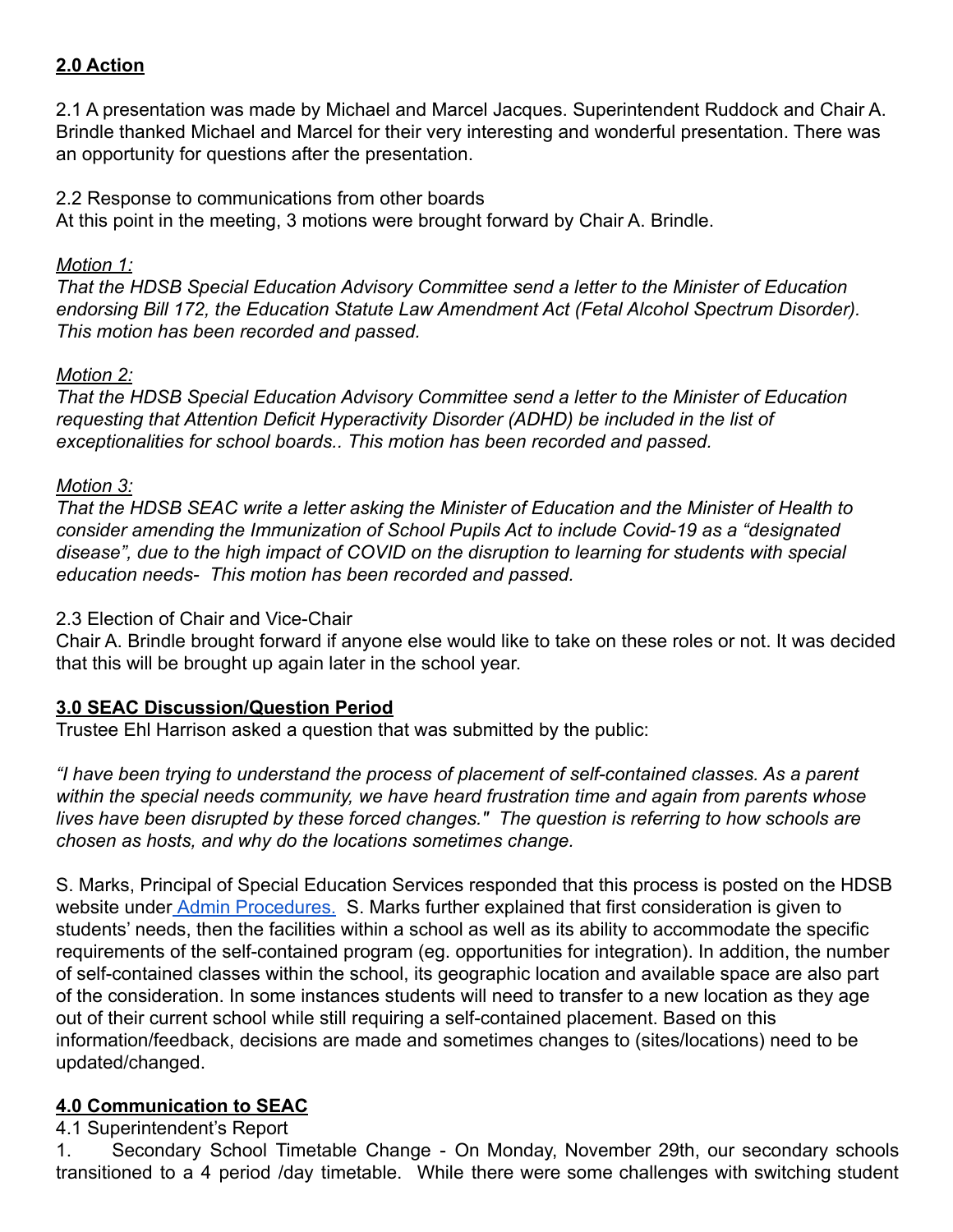**2.0 Action**

2.1 A presentation was made by Michael and Marcel Jacques. Superintendent Ruddock and Chair A. Brindle thanked Michael and Marcel for their very interesting and wonderful presentation. There was an opportunity for questions after the presentation.

2.2 Response to communications from other boards
At this point in the meeting, 3 motions were brought forward by Chair A. Brindle.

*Motion 1:*
*That the HDSB Special Education Advisory Committee send a letter to the Minister of Education endorsing Bill 172, the Education Statute Law Amendment Act (Fetal Alcohol Spectrum Disorder). This motion has been recorded and passed.*

*Motion 2:*
*That the HDSB Special Education Advisory Committee send a letter to the Minister of Education requesting that Attention Deficit Hyperactivity Disorder (ADHD) be included in the list of exceptionalities for school boards.. This motion has been recorded and passed.*

*Motion 3:*
*That the HDSB SEAC write a letter asking the Minister of Education and the Minister of Health to consider amending the Immunization of School Pupils Act to include Covid-19 as a "designated disease", due to the high impact of COVID on the disruption to learning for students with special education needs- This motion has been recorded and passed.*

2.3 Election of Chair and Vice-Chair
Chair A. Brindle brought forward if anyone else would like to take on these roles or not. It was decided that this will be brought up again later in the school year.

**3.0 SEAC Discussion/Question Period**
Trustee Ehl Harrison asked a question that was submitted by the public:

*"I have been trying to understand the process of placement of self-contained classes. As a parent within the special needs community, we have heard frustration time and again from parents whose lives have been disrupted by these forced changes." The question is referring to how schools are chosen as hosts, and why do the locations sometimes change.*

S. Marks, Principal of Special Education Services responded that this process is posted on the HDSB website under Admin Procedures. S. Marks further explained that first consideration is given to students' needs, then the facilities within a school as well as its ability to accommodate the specific requirements of the self-contained program (eg. opportunities for integration). In addition, the number of self-contained classes within the school, its geographic location and available space are also part of the consideration. In some instances students will need to transfer to a new location as they age out of their current school while still requiring a self-contained placement. Based on this information/feedback, decisions are made and sometimes changes to (sites/locations) need to be updated/changed.

**4.0 Communication to SEAC**
4.1 Superintendent's Report
1. Secondary School Timetable Change - On Monday, November 29th, our secondary schools transitioned to a 4 period /day timetable. While there were some challenges with switching student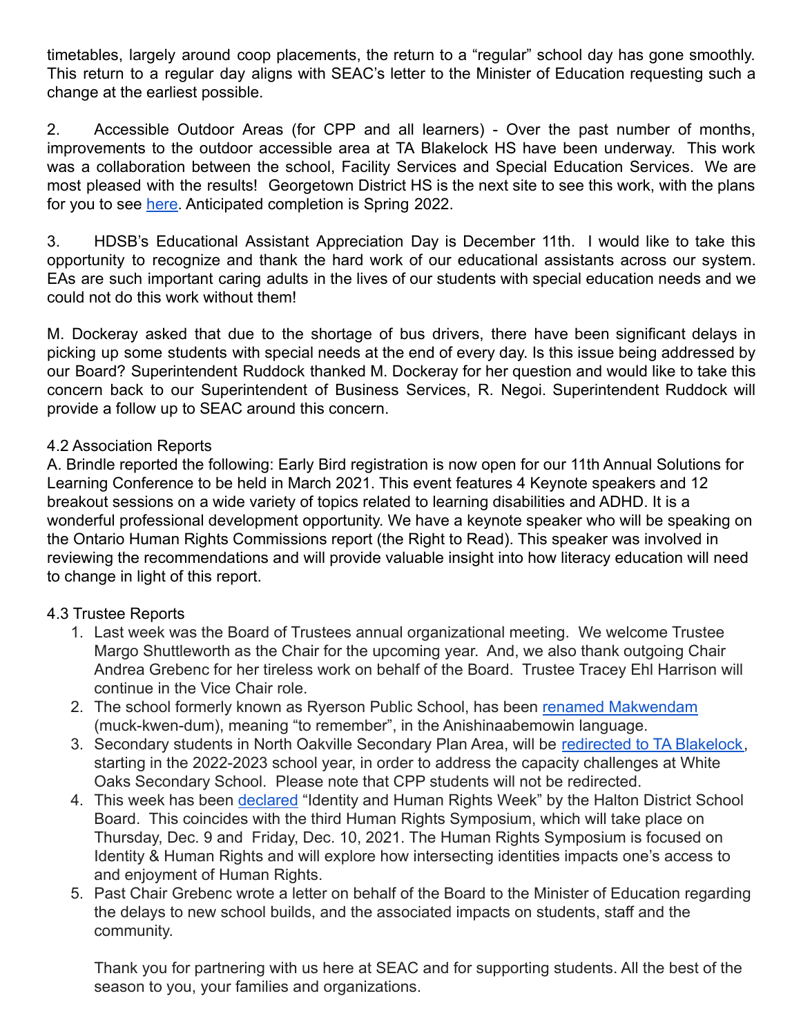timetables, largely around coop placements, the return to a "regular" school day has gone smoothly. This return to a regular day aligns with SEAC's letter to the Minister of Education requesting such a change at the earliest possible.

2. Accessible Outdoor Areas (for CPP and all learners) - Over the past number of months, improvements to the outdoor accessible area at TA Blakelock HS have been underway. This work was a collaboration between the school, Facility Services and Special Education Services. We are most pleased with the results! Georgetown District HS is the next site to see this work, with the plans for you to see here. Anticipated completion is Spring 2022.

3. HDSB's Educational Assistant Appreciation Day is December 11th. I would like to take this opportunity to recognize and thank the hard work of our educational assistants across our system. EAs are such important caring adults in the lives of our students with special education needs and we could not do this work without them!

M. Dockeray asked that due to the shortage of bus drivers, there have been significant delays in picking up some students with special needs at the end of every day. Is this issue being addressed by our Board? Superintendent Ruddock thanked M. Dockeray for her question and would like to take this concern back to our Superintendent of Business Services, R. Negoi. Superintendent Ruddock will provide a follow up to SEAC around this concern.

4.2 Association Reports

A. Brindle reported the following: Early Bird registration is now open for our 11th Annual Solutions for Learning Conference to be held in March 2021. This event features 4 Keynote speakers and 12 breakout sessions on a wide variety of topics related to learning disabilities and ADHD. It is a wonderful professional development opportunity. We have a keynote speaker who will be speaking on the Ontario Human Rights Commissions report (the Right to Read). This speaker was involved in reviewing the recommendations and will provide valuable insight into how literacy education will need to change in light of this report.

4.3 Trustee Reports

1. Last week was the Board of Trustees annual organizational meeting. We welcome Trustee Margo Shuttleworth as the Chair for the upcoming year. And, we also thank outgoing Chair Andrea Grebenc for her tireless work on behalf of the Board. Trustee Tracey Ehl Harrison will continue in the Vice Chair role.
2. The school formerly known as Ryerson Public School, has been renamed Makwendam (muck-kwen-dum), meaning "to remember", in the Anishinaabemowin language.
3. Secondary students in North Oakville Secondary Plan Area, will be redirected to TA Blakelock, starting in the 2022-2023 school year, in order to address the capacity challenges at White Oaks Secondary School. Please note that CPP students will not be redirected.
4. This week has been declared "Identity and Human Rights Week" by the Halton District School Board. This coincides with the third Human Rights Symposium, which will take place on Thursday, Dec. 9 and Friday, Dec. 10, 2021. The Human Rights Symposium is focused on Identity & Human Rights and will explore how intersecting identities impacts one's access to and enjoyment of Human Rights.
5. Past Chair Grebenc wrote a letter on behalf of the Board to the Minister of Education regarding the delays to new school builds, and the associated impacts on students, staff and the community.

   Thank you for partnering with us here at SEAC and for supporting students. All the best of the season to you, your families and organizations.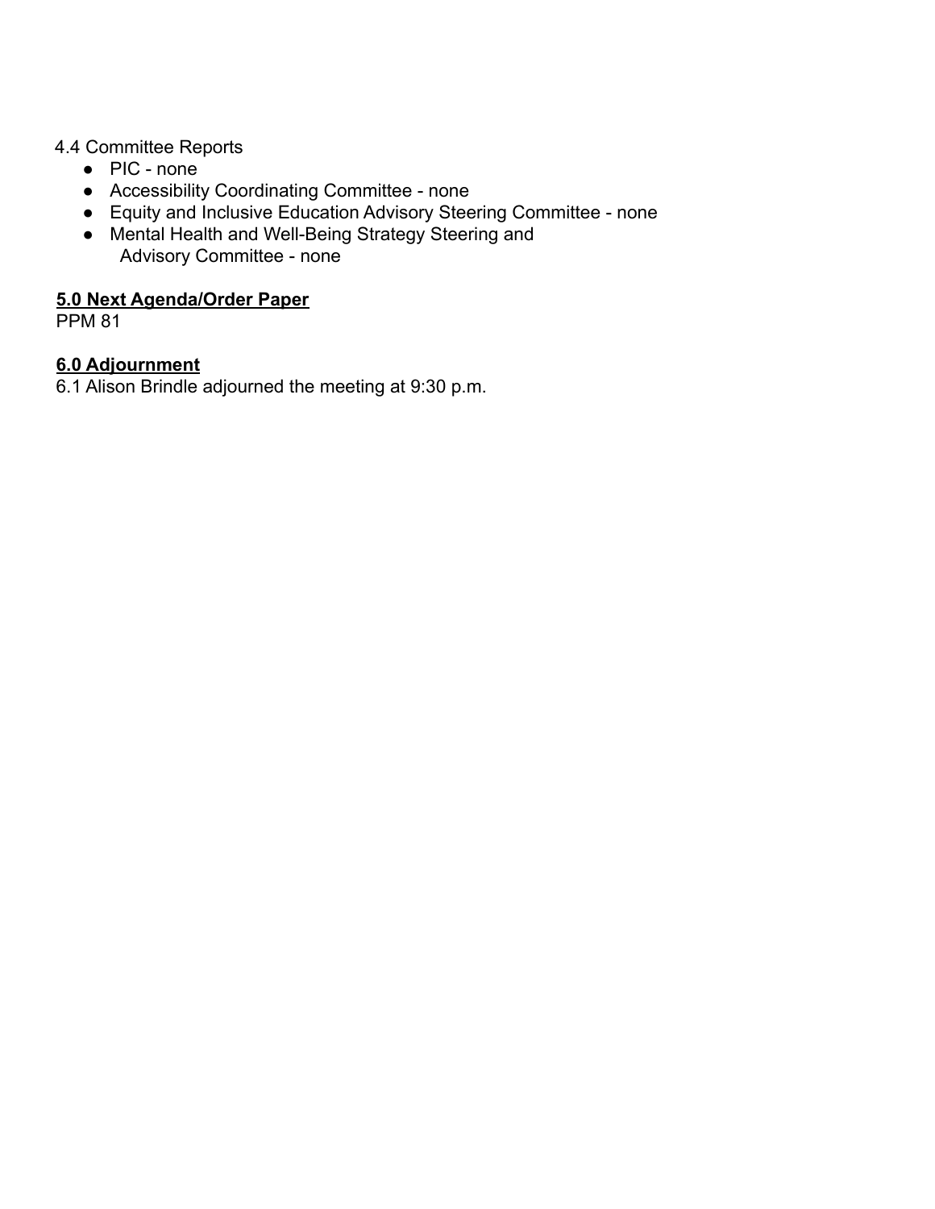4.4 Committee Reports

- PIC - none
- Accessibility Coordinating Committee - none
- Equity and Inclusive Education Advisory Steering Committee - none
- Mental Health and Well-Being Strategy Steering and Advisory Committee - none

## 5.0 Next Agenda/Order Paper

PPM 81

## 6.0 Adjournment

6.1 Alison Brindle adjourned the meeting at 9:30 p.m.